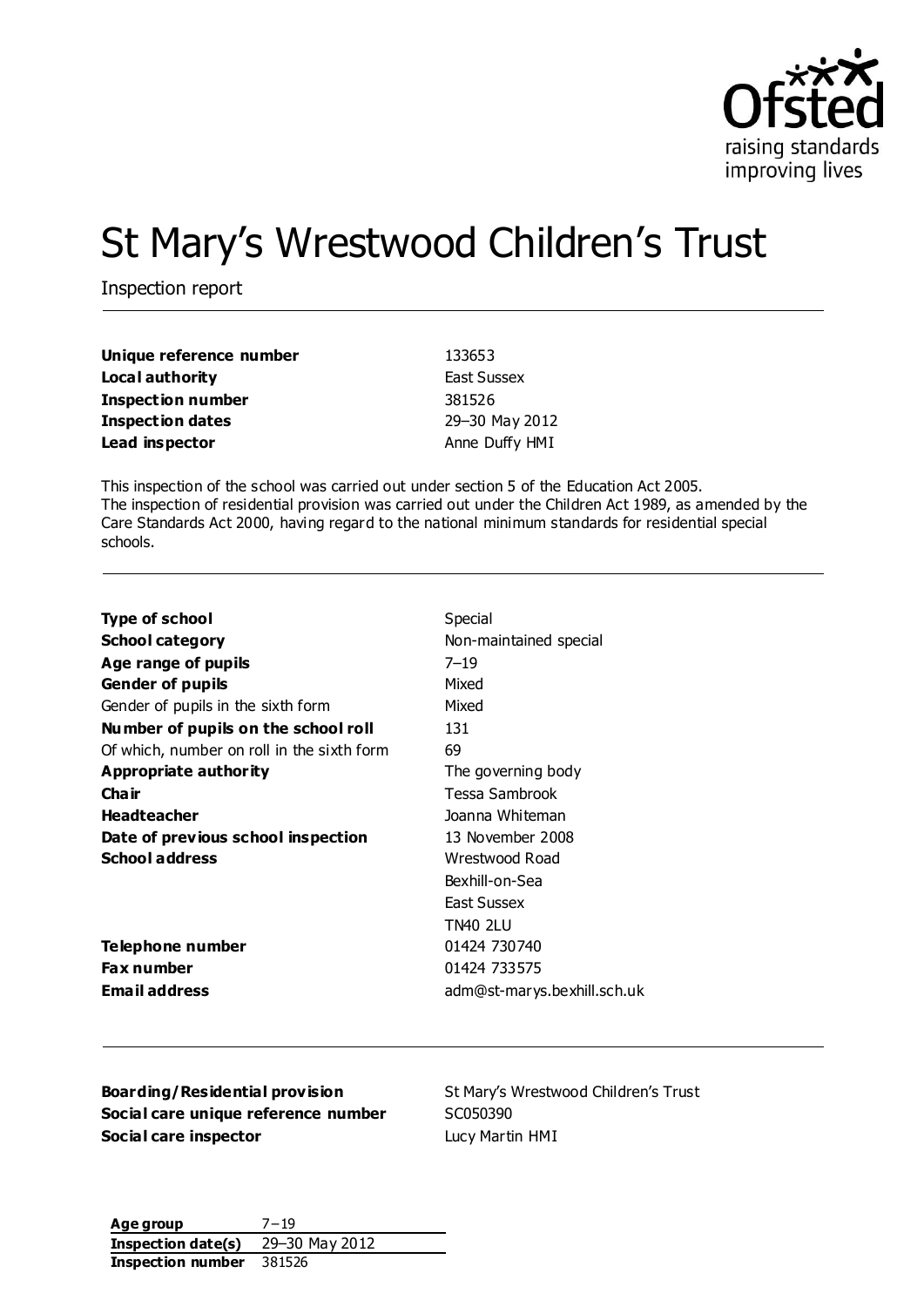Ofsted
raising standards
improving lives

# St Mary's Wrestwood Children's Trust

Inspection report

| | |
|---|---|
| **Unique reference number** | 133653 |
| **Local authority** | East Sussex |
| **Inspection number** | 381526 |
| **Inspection dates** | 29–30 May 2012 |
| **Lead inspector** | Anne Duffy HMI |

This inspection of the school was carried out under section 5 of the Education Act 2005.
The inspection of residential provision was carried out under the Children Act 1989, as amended by the Care Standards Act 2000, having regard to the national minimum standards for residential special schools.

| | |
|---|---|
| **Type of school** | Special |
| **School category** | Non-maintained special |
| **Age range of pupils** | 7–19 |
| **Gender of pupils** | Mixed |
| Gender of pupils in the sixth form | Mixed |
| **Number of pupils on the school roll** | 131 |
| Of which, number on roll in the sixth form | 69 |
| **Appropriate authority** | The governing body |
| **Chair** | Tessa Sambrook |
| **Headteacher** | Joanna Whiteman |
| **Date of previous school inspection** | 13 November 2008 |
| **School address** | Wrestwood Road<br>Bexhill-on-Sea<br>East Sussex<br>TN40 2LU |
| **Telephone number** | 01424 730740 |
| **Fax number** | 01424 733575 |
| **Email address** | adm@st-marys.bexhill.sch.uk |

| | |
|---|---|
| **Boarding/Residential provision** | St Mary's Wrestwood Children's Trust |
| **Social care unique reference number** | SC050390 |
| **Social care inspector** | Lucy Martin HMI |

| | |
|---|---|
| **Age group** | 7–19 |
| **Inspection date(s)** | 29–30 May 2012 |
| **Inspection number** | 381526 |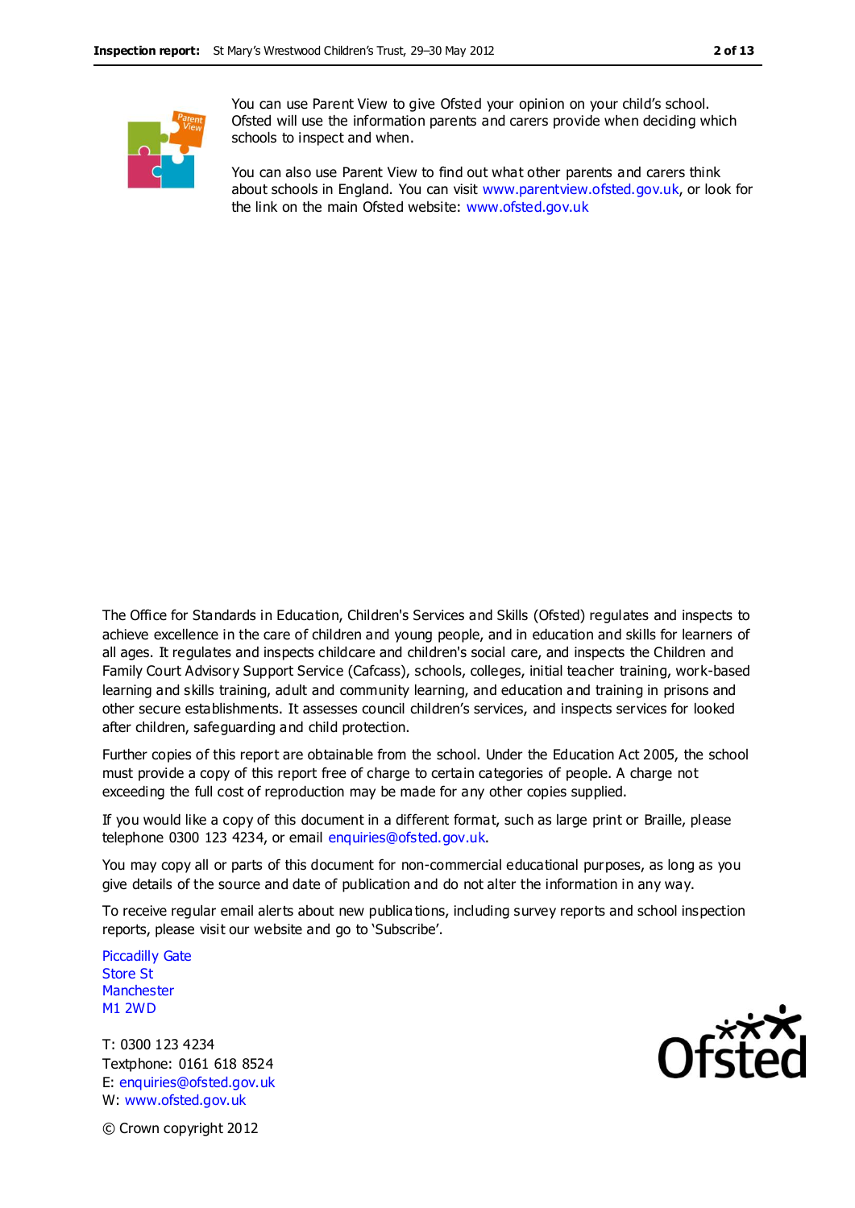You can use Parent View to give Ofsted your opinion on your child's school. Ofsted will use the information parents and carers provide when deciding which schools to inspect and when.

You can also use Parent View to find out what other parents and carers think about schools in England. You can visit www.parentview.ofsted.gov.uk, or look for the link on the main Ofsted website: www.ofsted.gov.uk

The Office for Standards in Education, Children's Services and Skills (Ofsted) regulates and inspects to achieve excellence in the care of children and young people, and in education and skills for learners of all ages. It regulates and inspects childcare and children's social care, and inspects the Children and Family Court Advisory Support Service (Cafcass), schools, colleges, initial teacher training, work-based learning and skills training, adult and community learning, and education and training in prisons and other secure establishments. It assesses council children's services, and inspects services for looked after children, safeguarding and child protection.

Further copies of this report are obtainable from the school. Under the Education Act 2005, the school must provide a copy of this report free of charge to certain categories of people. A charge not exceeding the full cost of reproduction may be made for any other copies supplied.

If you would like a copy of this document in a different format, such as large print or Braille, please telephone 0300 123 4234, or email enquiries@ofsted.gov.uk.

You may copy all or parts of this document for non-commercial educational purposes, as long as you give details of the source and date of publication and do not alter the information in any way.

To receive regular email alerts about new publications, including survey reports and school inspection reports, please visit our website and go to 'Subscribe'.

Piccadilly Gate
Store St
Manchester
M1 2WD

T: 0300 123 4234
Textphone: 0161 618 8524
E: enquiries@ofsted.gov.uk
W: www.ofsted.gov.uk

© Crown copyright 2012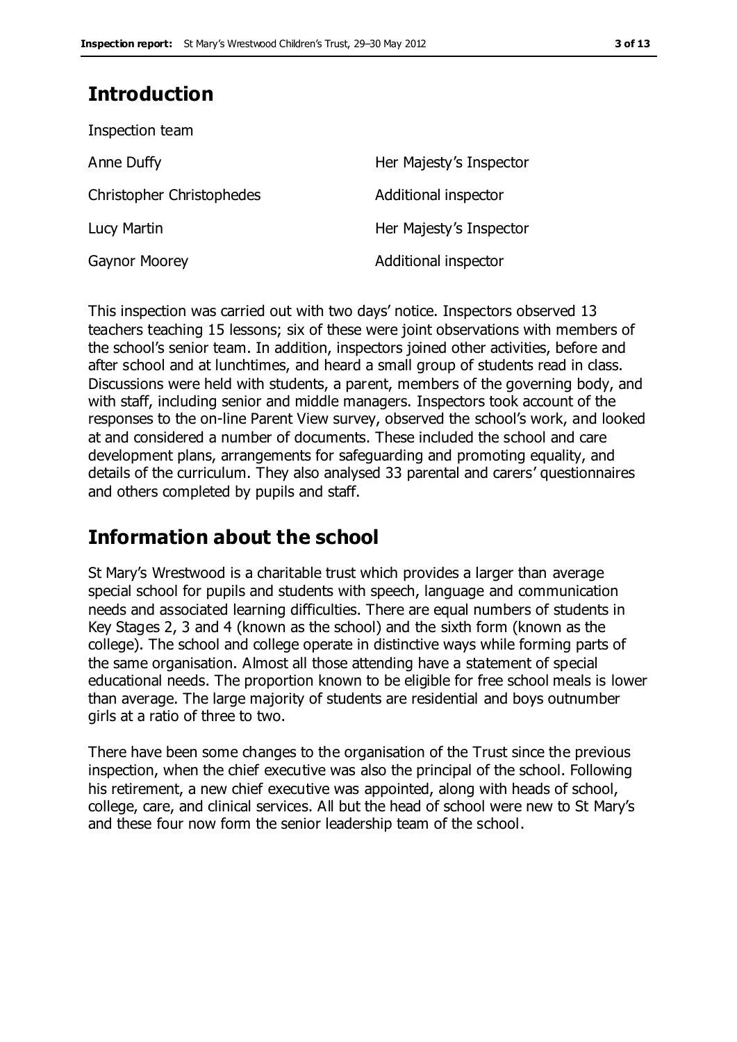## Introduction

Inspection team

| | |
|---|---|
| Anne Duffy | Her Majesty's Inspector |
| Christopher Christophedes | Additional inspector |
| Lucy Martin | Her Majesty's Inspector |
| Gaynor Moorey | Additional inspector |

This inspection was carried out with two days' notice. Inspectors observed 13 teachers teaching 15 lessons; six of these were joint observations with members of the school's senior team. In addition, inspectors joined other activities, before and after school and at lunchtimes, and heard a small group of students read in class. Discussions were held with students, a parent, members of the governing body, and with staff, including senior and middle managers. Inspectors took account of the responses to the on-line Parent View survey, observed the school's work, and looked at and considered a number of documents. These included the school and care development plans, arrangements for safeguarding and promoting equality, and details of the curriculum. They also analysed 33 parental and carers' questionnaires and others completed by pupils and staff.

## Information about the school

St Mary's Wrestwood is a charitable trust which provides a larger than average special school for pupils and students with speech, language and communication needs and associated learning difficulties. There are equal numbers of students in Key Stages 2, 3 and 4 (known as the school) and the sixth form (known as the college). The school and college operate in distinctive ways while forming parts of the same organisation. Almost all those attending have a statement of special educational needs. The proportion known to be eligible for free school meals is lower than average. The large majority of students are residential and boys outnumber girls at a ratio of three to two.

There have been some changes to the organisation of the Trust since the previous inspection, when the chief executive was also the principal of the school. Following his retirement, a new chief executive was appointed, along with heads of school, college, care, and clinical services. All but the head of school were new to St Mary's and these four now form the senior leadership team of the school.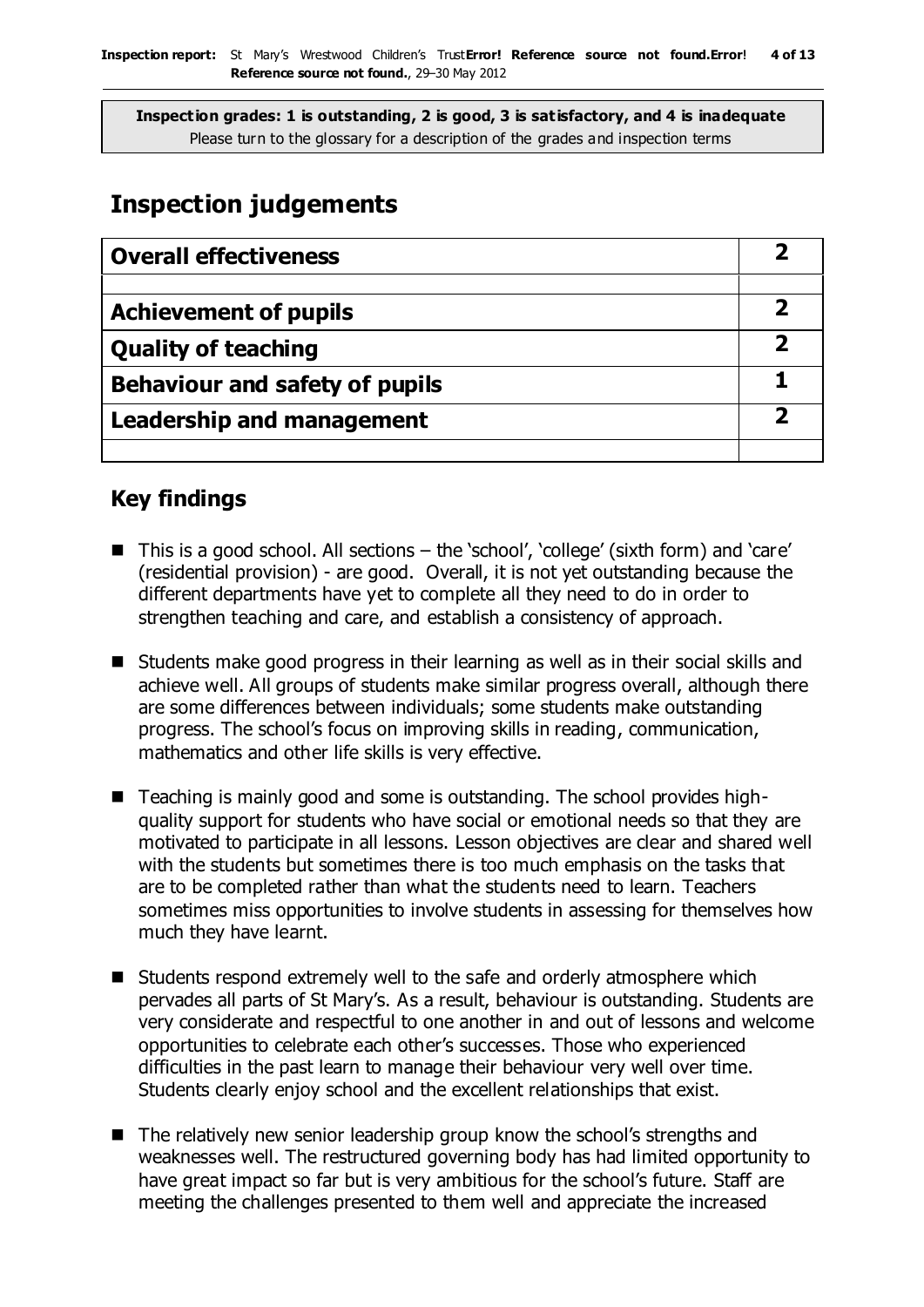**Inspection grades: 1 is outstanding, 2 is good, 3 is satisfactory, and 4 is inadequate**
Please turn to the glossary for a description of the grades and inspection terms

# Inspection judgements

| Overall effectiveness | 2 |
|---|---|
| | |
| **Achievement of pupils** | **2** |
| **Quality of teaching** | **2** |
| **Behaviour and safety of pupils** | **1** |
| **Leadership and management** | **2** |
| | |

## Key findings

- This is a good school. All sections – the 'school', 'college' (sixth form) and 'care' (residential provision) - are good. Overall, it is not yet outstanding because the different departments have yet to complete all they need to do in order to strengthen teaching and care, and establish a consistency of approach.
- Students make good progress in their learning as well as in their social skills and achieve well. All groups of students make similar progress overall, although there are some differences between individuals; some students make outstanding progress. The school's focus on improving skills in reading, communication, mathematics and other life skills is very effective.
- Teaching is mainly good and some is outstanding. The school provides high-quality support for students who have social or emotional needs so that they are motivated to participate in all lessons. Lesson objectives are clear and shared well with the students but sometimes there is too much emphasis on the tasks that are to be completed rather than what the students need to learn. Teachers sometimes miss opportunities to involve students in assessing for themselves how much they have learnt.
- Students respond extremely well to the safe and orderly atmosphere which pervades all parts of St Mary's. As a result, behaviour is outstanding. Students are very considerate and respectful to one another in and out of lessons and welcome opportunities to celebrate each other's successes. Those who experienced difficulties in the past learn to manage their behaviour very well over time. Students clearly enjoy school and the excellent relationships that exist.
- The relatively new senior leadership group know the school's strengths and weaknesses well. The restructured governing body has had limited opportunity to have great impact so far but is very ambitious for the school's future. Staff are meeting the challenges presented to them well and appreciate the increased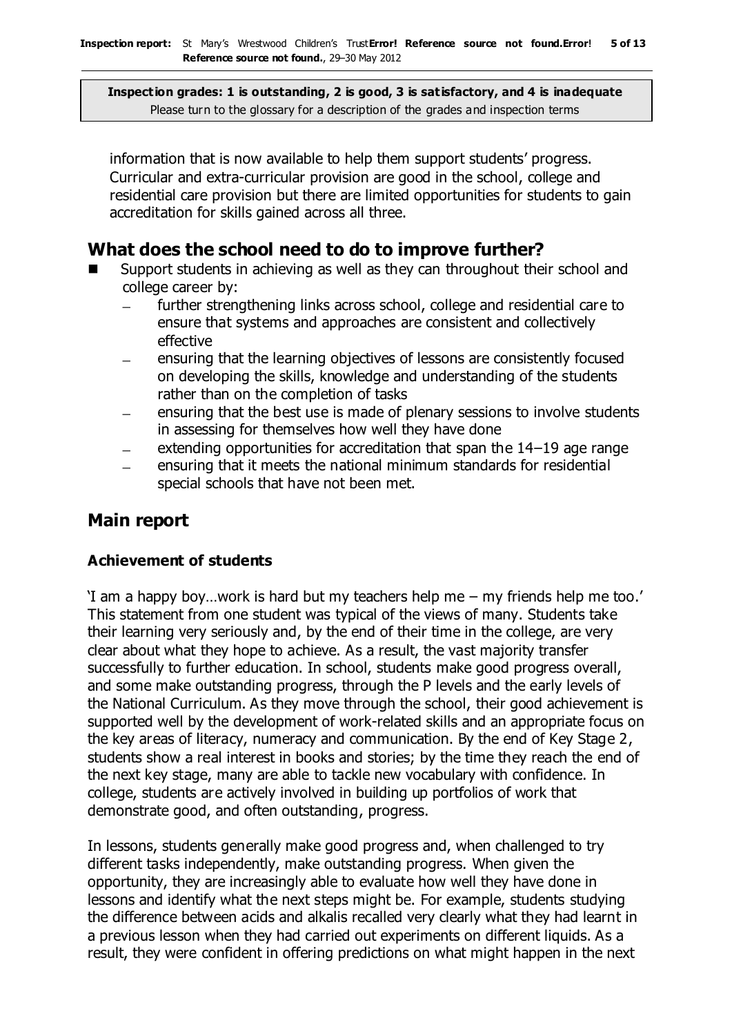**Inspection grades: 1 is outstanding, 2 is good, 3 is satisfactory, and 4 is inadequate**
Please turn to the glossary for a description of the grades and inspection terms

information that is now available to help them support students' progress. Curricular and extra-curricular provision are good in the school, college and residential care provision but there are limited opportunities for students to gain accreditation for skills gained across all three.

## What does the school need to do to improve further?

- Support students in achieving as well as they can throughout their school and college career by:
  - further strengthening links across school, college and residential care to ensure that systems and approaches are consistent and collectively effective
  - ensuring that the learning objectives of lessons are consistently focused on developing the skills, knowledge and understanding of the students rather than on the completion of tasks
  - ensuring that the best use is made of plenary sessions to involve students in assessing for themselves how well they have done
  - extending opportunities for accreditation that span the 14–19 age range
  - ensuring that it meets the national minimum standards for residential special schools that have not been met.

## Main report

### Achievement of students

'I am a happy boy…work is hard but my teachers help me – my friends help me too.' This statement from one student was typical of the views of many. Students take their learning very seriously and, by the end of their time in the college, are very clear about what they hope to achieve. As a result, the vast majority transfer successfully to further education. In school, students make good progress overall, and some make outstanding progress, through the P levels and the early levels of the National Curriculum. As they move through the school, their good achievement is supported well by the development of work-related skills and an appropriate focus on the key areas of literacy, numeracy and communication. By the end of Key Stage 2, students show a real interest in books and stories; by the time they reach the end of the next key stage, many are able to tackle new vocabulary with confidence. In college, students are actively involved in building up portfolios of work that demonstrate good, and often outstanding, progress.

In lessons, students generally make good progress and, when challenged to try different tasks independently, make outstanding progress. When given the opportunity, they are increasingly able to evaluate how well they have done in lessons and identify what the next steps might be. For example, students studying the difference between acids and alkalis recalled very clearly what they had learnt in a previous lesson when they had carried out experiments on different liquids. As a result, they were confident in offering predictions on what might happen in the next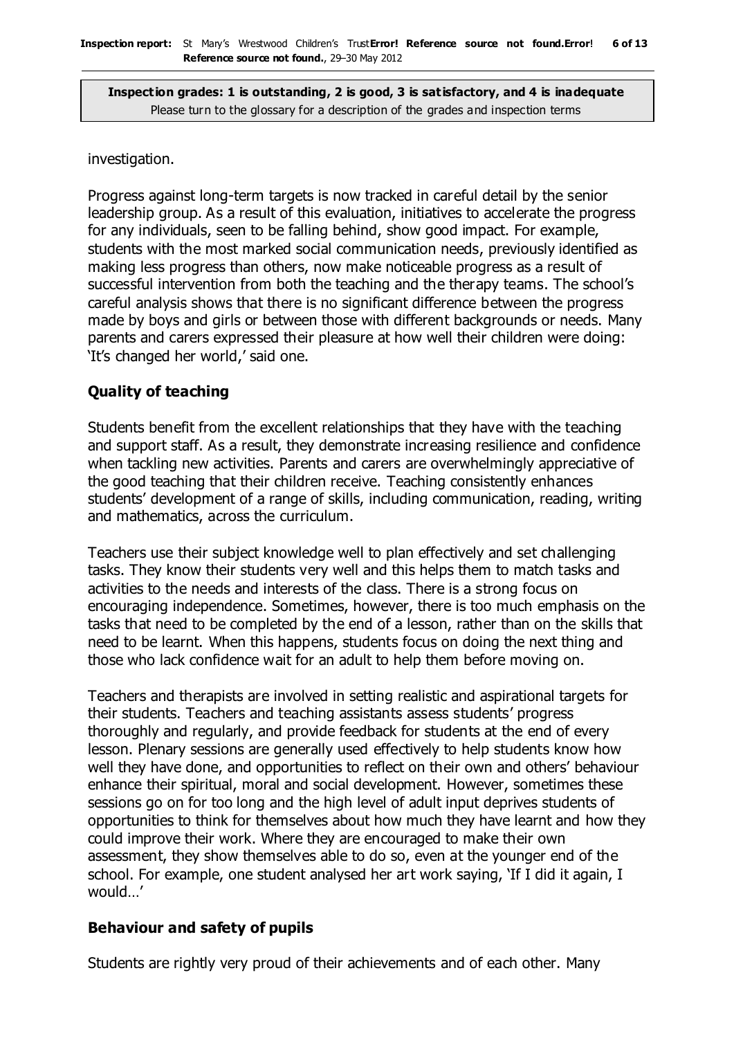**Inspection grades: 1 is outstanding, 2 is good, 3 is satisfactory, and 4 is inadequate**
Please turn to the glossary for a description of the grades and inspection terms

investigation.

Progress against long-term targets is now tracked in careful detail by the senior leadership group. As a result of this evaluation, initiatives to accelerate the progress for any individuals, seen to be falling behind, show good impact. For example, students with the most marked social communication needs, previously identified as making less progress than others, now make noticeable progress as a result of successful intervention from both the teaching and the therapy teams. The school's careful analysis shows that there is no significant difference between the progress made by boys and girls or between those with different backgrounds or needs. Many parents and carers expressed their pleasure at how well their children were doing: 'It's changed her world,' said one.

## Quality of teaching

Students benefit from the excellent relationships that they have with the teaching and support staff. As a result, they demonstrate increasing resilience and confidence when tackling new activities. Parents and carers are overwhelmingly appreciative of the good teaching that their children receive. Teaching consistently enhances students' development of a range of skills, including communication, reading, writing and mathematics, across the curriculum.

Teachers use their subject knowledge well to plan effectively and set challenging tasks. They know their students very well and this helps them to match tasks and activities to the needs and interests of the class. There is a strong focus on encouraging independence. Sometimes, however, there is too much emphasis on the tasks that need to be completed by the end of a lesson, rather than on the skills that need to be learnt. When this happens, students focus on doing the next thing and those who lack confidence wait for an adult to help them before moving on.

Teachers and therapists are involved in setting realistic and aspirational targets for their students. Teachers and teaching assistants assess students' progress thoroughly and regularly, and provide feedback for students at the end of every lesson. Plenary sessions are generally used effectively to help students know how well they have done, and opportunities to reflect on their own and others' behaviour enhance their spiritual, moral and social development. However, sometimes these sessions go on for too long and the high level of adult input deprives students of opportunities to think for themselves about how much they have learnt and how they could improve their work. Where they are encouraged to make their own assessment, they show themselves able to do so, even at the younger end of the school. For example, one student analysed her art work saying, 'If I did it again, I would…'

## Behaviour and safety of pupils

Students are rightly very proud of their achievements and of each other. Many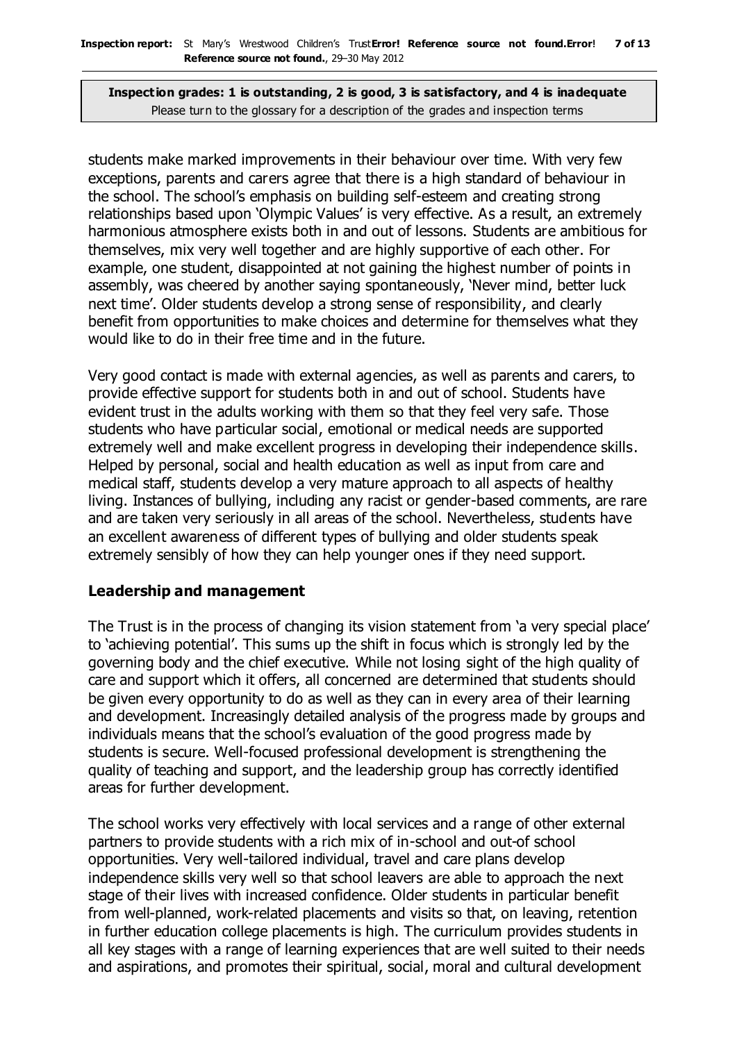students make marked improvements in their behaviour over time. With very few exceptions, parents and carers agree that there is a high standard of behaviour in the school. The school's emphasis on building self-esteem and creating strong relationships based upon 'Olympic Values' is very effective. As a result, an extremely harmonious atmosphere exists both in and out of lessons. Students are ambitious for themselves, mix very well together and are highly supportive of each other. For example, one student, disappointed at not gaining the highest number of points in assembly, was cheered by another saying spontaneously, 'Never mind, better luck next time'. Older students develop a strong sense of responsibility, and clearly benefit from opportunities to make choices and determine for themselves what they would like to do in their free time and in the future.

Very good contact is made with external agencies, as well as parents and carers, to provide effective support for students both in and out of school. Students have evident trust in the adults working with them so that they feel very safe. Those students who have particular social, emotional or medical needs are supported extremely well and make excellent progress in developing their independence skills. Helped by personal, social and health education as well as input from care and medical staff, students develop a very mature approach to all aspects of healthy living. Instances of bullying, including any racist or gender-based comments, are rare and are taken very seriously in all areas of the school. Nevertheless, students have an excellent awareness of different types of bullying and older students speak extremely sensibly of how they can help younger ones if they need support.

## Leadership and management

The Trust is in the process of changing its vision statement from 'a very special place' to 'achieving potential'. This sums up the shift in focus which is strongly led by the governing body and the chief executive. While not losing sight of the high quality of care and support which it offers, all concerned are determined that students should be given every opportunity to do as well as they can in every area of their learning and development. Increasingly detailed analysis of the progress made by groups and individuals means that the school's evaluation of the good progress made by students is secure. Well-focused professional development is strengthening the quality of teaching and support, and the leadership group has correctly identified areas for further development.

The school works very effectively with local services and a range of other external partners to provide students with a rich mix of in-school and out-of school opportunities. Very well-tailored individual, travel and care plans develop independence skills very well so that school leavers are able to approach the next stage of their lives with increased confidence. Older students in particular benefit from well-planned, work-related placements and visits so that, on leaving, retention in further education college placements is high. The curriculum provides students in all key stages with a range of learning experiences that are well suited to their needs and aspirations, and promotes their spiritual, social, moral and cultural development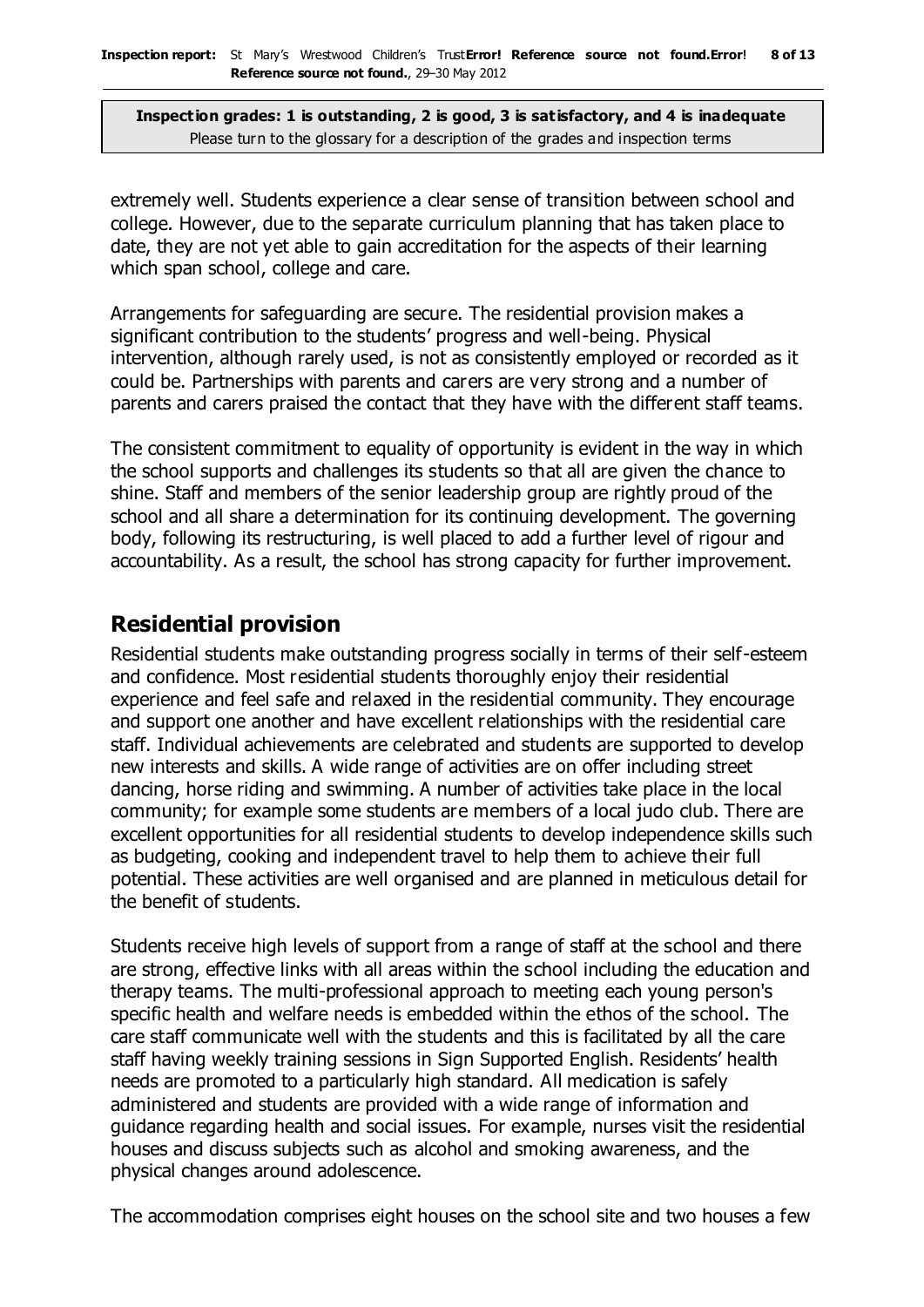**Inspection grades: 1 is outstanding, 2 is good, 3 is satisfactory, and 4 is inadequate**
Please turn to the glossary for a description of the grades and inspection terms

extremely well. Students experience a clear sense of transition between school and college. However, due to the separate curriculum planning that has taken place to date, they are not yet able to gain accreditation for the aspects of their learning which span school, college and care.

Arrangements for safeguarding are secure. The residential provision makes a significant contribution to the students' progress and well-being. Physical intervention, although rarely used, is not as consistently employed or recorded as it could be. Partnerships with parents and carers are very strong and a number of parents and carers praised the contact that they have with the different staff teams.

The consistent commitment to equality of opportunity is evident in the way in which the school supports and challenges its students so that all are given the chance to shine. Staff and members of the senior leadership group are rightly proud of the school and all share a determination for its continuing development. The governing body, following its restructuring, is well placed to add a further level of rigour and accountability. As a result, the school has strong capacity for further improvement.

## Residential provision

Residential students make outstanding progress socially in terms of their self-esteem and confidence. Most residential students thoroughly enjoy their residential experience and feel safe and relaxed in the residential community. They encourage and support one another and have excellent relationships with the residential care staff. Individual achievements are celebrated and students are supported to develop new interests and skills. A wide range of activities are on offer including street dancing, horse riding and swimming. A number of activities take place in the local community; for example some students are members of a local judo club. There are excellent opportunities for all residential students to develop independence skills such as budgeting, cooking and independent travel to help them to achieve their full potential. These activities are well organised and are planned in meticulous detail for the benefit of students.

Students receive high levels of support from a range of staff at the school and there are strong, effective links with all areas within the school including the education and therapy teams. The multi-professional approach to meeting each young person's specific health and welfare needs is embedded within the ethos of the school. The care staff communicate well with the students and this is facilitated by all the care staff having weekly training sessions in Sign Supported English. Residents' health needs are promoted to a particularly high standard. All medication is safely administered and students are provided with a wide range of information and guidance regarding health and social issues. For example, nurses visit the residential houses and discuss subjects such as alcohol and smoking awareness, and the physical changes around adolescence.

The accommodation comprises eight houses on the school site and two houses a few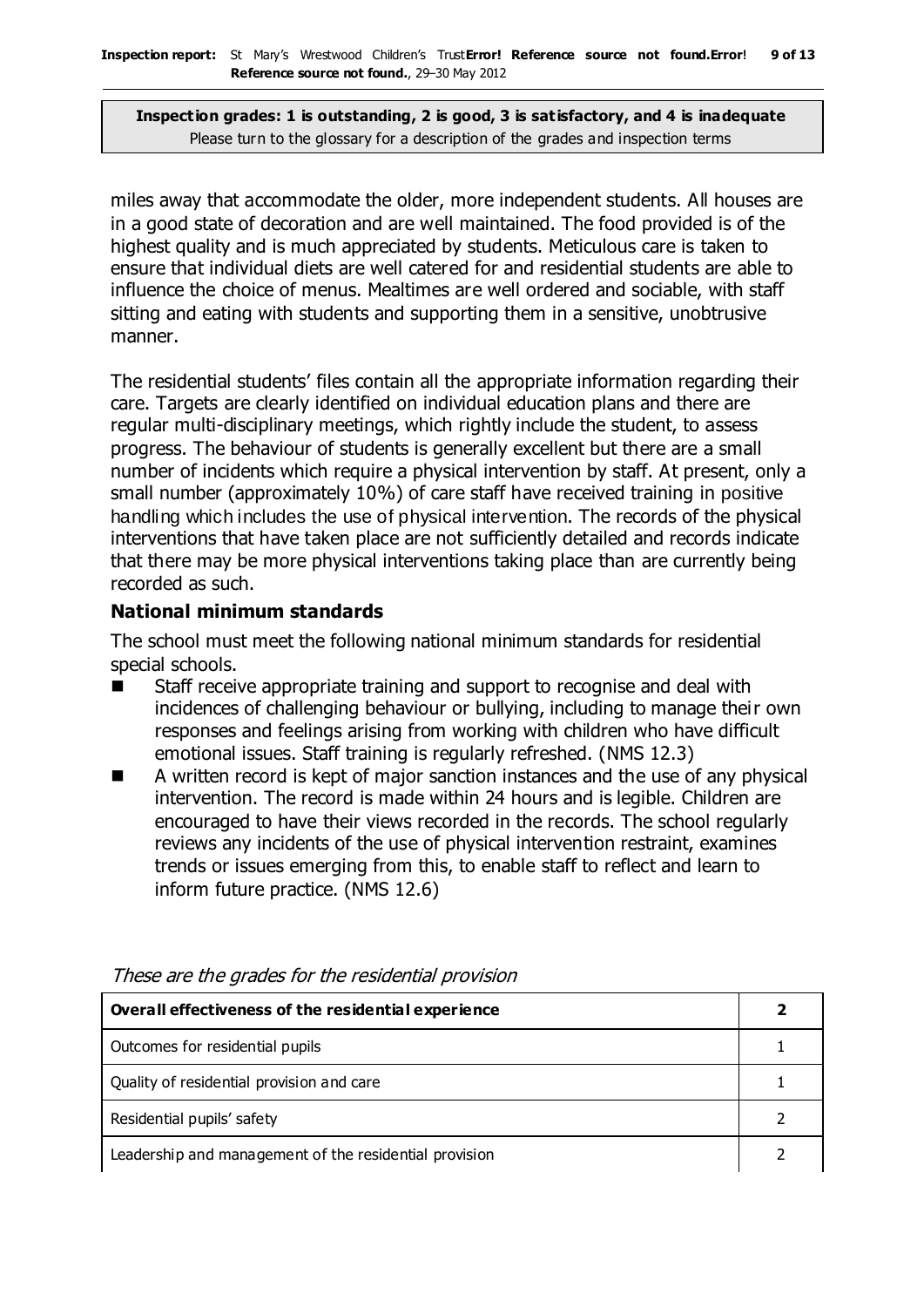**Inspection grades: 1 is outstanding, 2 is good, 3 is satisfactory, and 4 is inadequate**
Please turn to the glossary for a description of the grades and inspection terms

miles away that accommodate the older, more independent students. All houses are in a good state of decoration and are well maintained. The food provided is of the highest quality and is much appreciated by students. Meticulous care is taken to ensure that individual diets are well catered for and residential students are able to influence the choice of menus. Mealtimes are well ordered and sociable, with staff sitting and eating with students and supporting them in a sensitive, unobtrusive manner.

The residential students' files contain all the appropriate information regarding their care. Targets are clearly identified on individual education plans and there are regular multi-disciplinary meetings, which rightly include the student, to assess progress. The behaviour of students is generally excellent but there are a small number of incidents which require a physical intervention by staff. At present, only a small number (approximately 10%) of care staff have received training in positive handling which includes the use of physical intervention. The records of the physical interventions that have taken place are not sufficiently detailed and records indicate that there may be more physical interventions taking place than are currently being recorded as such.

### National minimum standards

The school must meet the following national minimum standards for residential special schools.

- Staff receive appropriate training and support to recognise and deal with incidences of challenging behaviour or bullying, including to manage their own responses and feelings arising from working with children who have difficult emotional issues. Staff training is regularly refreshed. (NMS 12.3)
- A written record is kept of major sanction instances and the use of any physical intervention. The record is made within 24 hours and is legible. Children are encouraged to have their views recorded in the records. The school regularly reviews any incidents of the use of physical intervention restraint, examines trends or issues emerging from this, to enable staff to reflect and learn to inform future practice. (NMS 12.6)

*These are the grades for the residential provision*

| **Overall effectiveness of the residential experience** | **2** |
|---|---|
| Outcomes for residential pupils | 1 |
| Quality of residential provision and care | 1 |
| Residential pupils' safety | 2 |
| Leadership and management of the residential provision | 2 |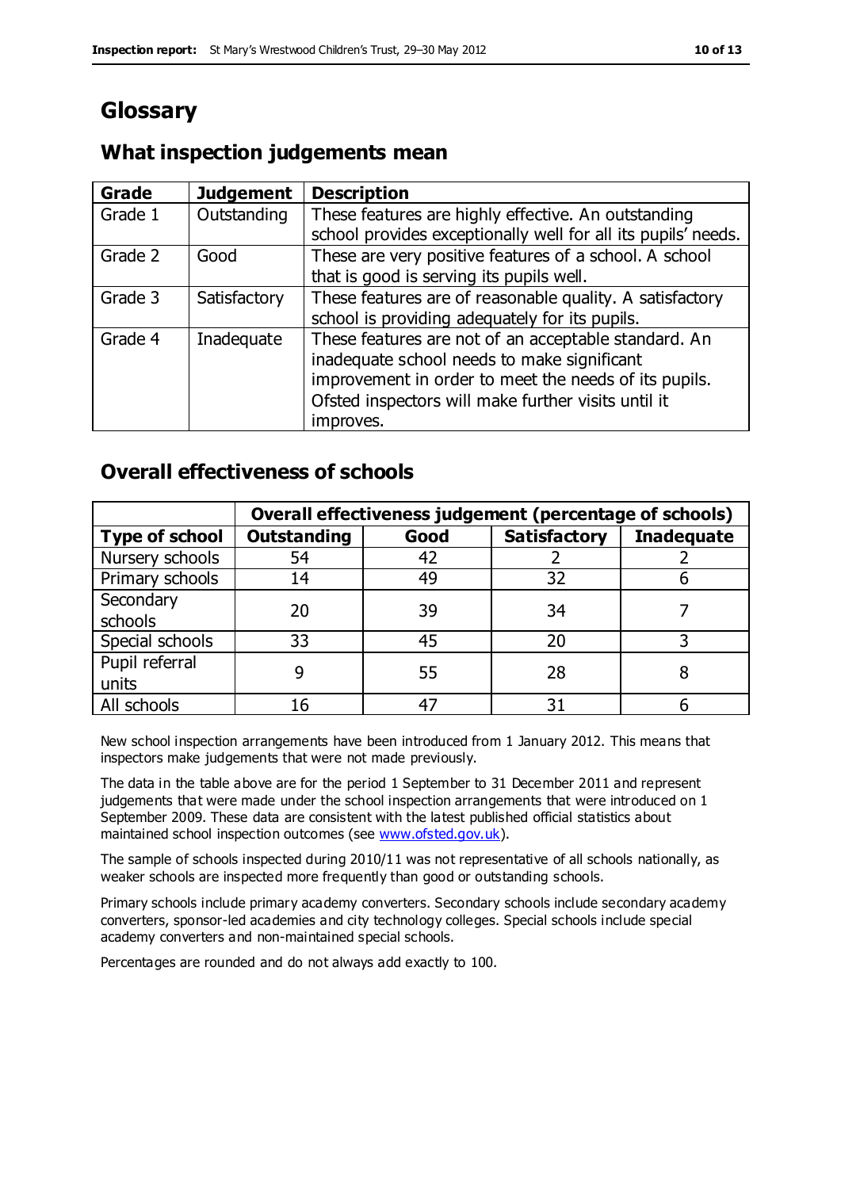# Glossary

## What inspection judgements mean

| Grade | Judgement | Description |
|---|---|---|
| Grade 1 | Outstanding | These features are highly effective. An outstanding school provides exceptionally well for all its pupils' needs. |
| Grade 2 | Good | These are very positive features of a school. A school that is good is serving its pupils well. |
| Grade 3 | Satisfactory | These features are of reasonable quality. A satisfactory school is providing adequately for its pupils. |
| Grade 4 | Inadequate | These features are not of an acceptable standard. An inadequate school needs to make significant improvement in order to meet the needs of its pupils. Ofsted inspectors will make further visits until it improves. |

## Overall effectiveness of schools

| | Overall effectiveness judgement (percentage of schools) | | | |
|---|---|---|---|---|
| Type of school | Outstanding | Good | Satisfactory | Inadequate |
| Nursery schools | 54 | 42 | 2 | 2 |
| Primary schools | 14 | 49 | 32 | 6 |
| Secondary schools | 20 | 39 | 34 | 7 |
| Special schools | 33 | 45 | 20 | 3 |
| Pupil referral units | 9 | 55 | 28 | 8 |
| All schools | 16 | 47 | 31 | 6 |

New school inspection arrangements have been introduced from 1 January 2012. This means that inspectors make judgements that were not made previously.

The data in the table above are for the period 1 September to 31 December 2011 and represent judgements that were made under the school inspection arrangements that were introduced on 1 September 2009. These data are consistent with the latest published official statistics about maintained school inspection outcomes (see www.ofsted.gov.uk).

The sample of schools inspected during 2010/11 was not representative of all schools nationally, as weaker schools are inspected more frequently than good or outstanding schools.

Primary schools include primary academy converters. Secondary schools include secondary academy converters, sponsor-led academies and city technology colleges. Special schools include special academy converters and non-maintained special schools.

Percentages are rounded and do not always add exactly to 100.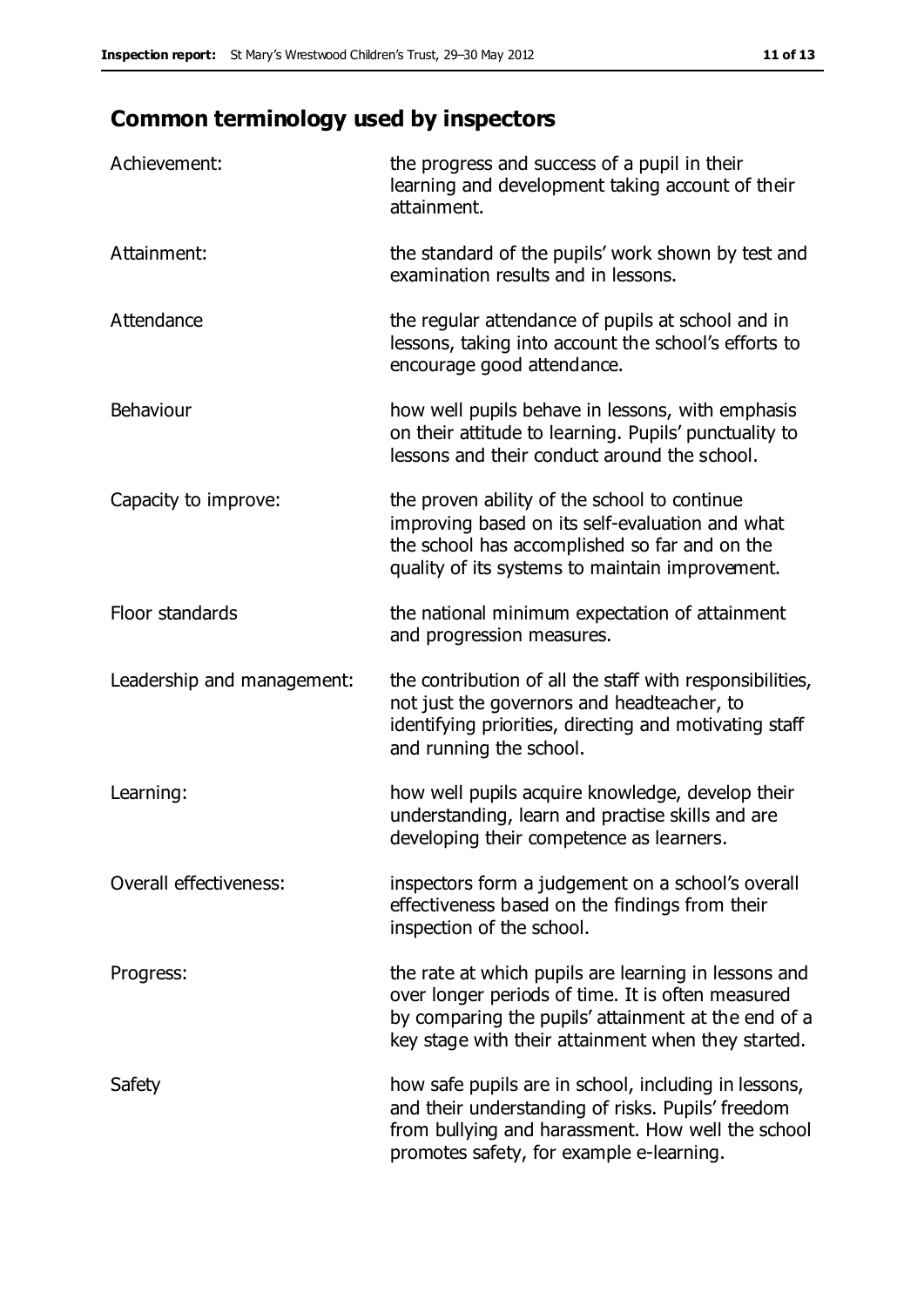## Common terminology used by inspectors

| | |
|---|---|
| Achievement: | the progress and success of a pupil in their learning and development taking account of their attainment. |
| Attainment: | the standard of the pupils' work shown by test and examination results and in lessons. |
| Attendance | the regular attendance of pupils at school and in lessons, taking into account the school's efforts to encourage good attendance. |
| Behaviour | how well pupils behave in lessons, with emphasis on their attitude to learning. Pupils' punctuality to lessons and their conduct around the school. |
| Capacity to improve: | the proven ability of the school to continue improving based on its self-evaluation and what the school has accomplished so far and on the quality of its systems to maintain improvement. |
| Floor standards | the national minimum expectation of attainment and progression measures. |
| Leadership and management: | the contribution of all the staff with responsibilities, not just the governors and headteacher, to identifying priorities, directing and motivating staff and running the school. |
| Learning: | how well pupils acquire knowledge, develop their understanding, learn and practise skills and are developing their competence as learners. |
| Overall effectiveness: | inspectors form a judgement on a school's overall effectiveness based on the findings from their inspection of the school. |
| Progress: | the rate at which pupils are learning in lessons and over longer periods of time. It is often measured by comparing the pupils' attainment at the end of a key stage with their attainment when they started. |
| Safety | how safe pupils are in school, including in lessons, and their understanding of risks. Pupils' freedom from bullying and harassment. How well the school promotes safety, for example e-learning. |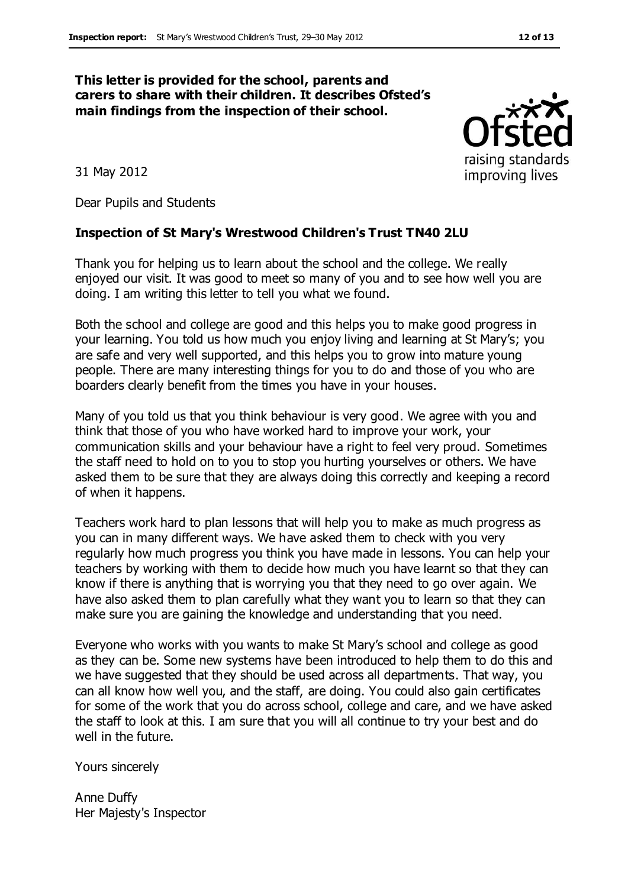**This letter is provided for the school, parents and carers to share with their children. It describes Ofsted's main findings from the inspection of their school.**

31 May 2012

Dear Pupils and Students

**Inspection of St Mary's Wrestwood Children's Trust TN40 2LU**

Thank you for helping us to learn about the school and the college. We really enjoyed our visit. It was good to meet so many of you and to see how well you are doing. I am writing this letter to tell you what we found.

Both the school and college are good and this helps you to make good progress in your learning. You told us how much you enjoy living and learning at St Mary's; you are safe and very well supported, and this helps you to grow into mature young people. There are many interesting things for you to do and those of you who are boarders clearly benefit from the times you have in your houses.

Many of you told us that you think behaviour is very good. We agree with you and think that those of you who have worked hard to improve your work, your communication skills and your behaviour have a right to feel very proud. Sometimes the staff need to hold on to you to stop you hurting yourselves or others. We have asked them to be sure that they are always doing this correctly and keeping a record of when it happens.

Teachers work hard to plan lessons that will help you to make as much progress as you can in many different ways. We have asked them to check with you very regularly how much progress you think you have made in lessons. You can help your teachers by working with them to decide how much you have learnt so that they can know if there is anything that is worrying you that they need to go over again. We have also asked them to plan carefully what they want you to learn so that they can make sure you are gaining the knowledge and understanding that you need.

Everyone who works with you wants to make St Mary's school and college as good as they can be. Some new systems have been introduced to help them to do this and we have suggested that they should be used across all departments. That way, you can all know how well you, and the staff, are doing. You could also gain certificates for some of the work that you do across school, college and care, and we have asked the staff to look at this. I am sure that you will all continue to try your best and do well in the future.

Yours sincerely

Anne Duffy
Her Majesty's Inspector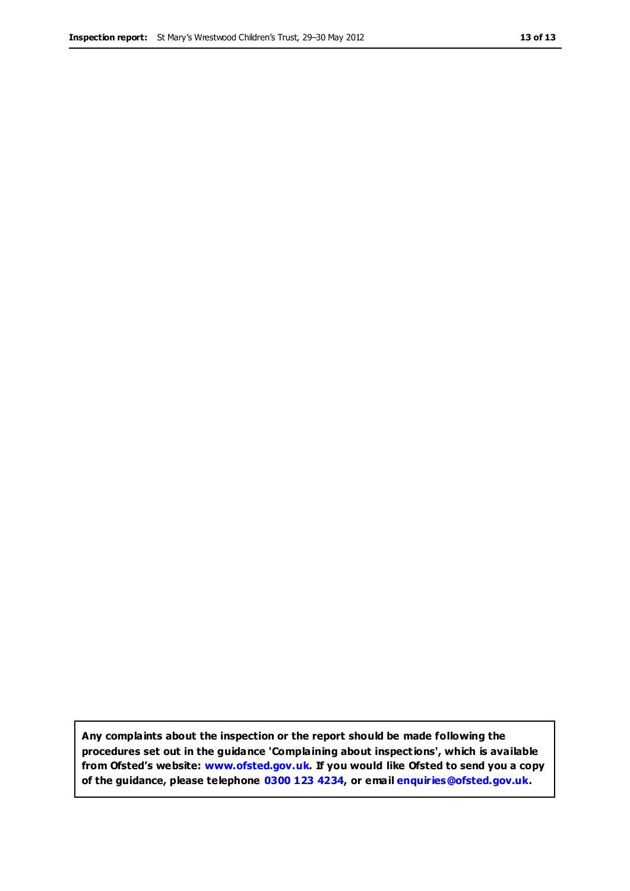**Any complaints about the inspection or the report should be made following the procedures set out in the guidance 'Complaining about inspections', which is available from Ofsted's website: www.ofsted.gov.uk. If you would like Ofsted to send you a copy of the guidance, please telephone 0300 123 4234, or email enquiries@ofsted.gov.uk.**